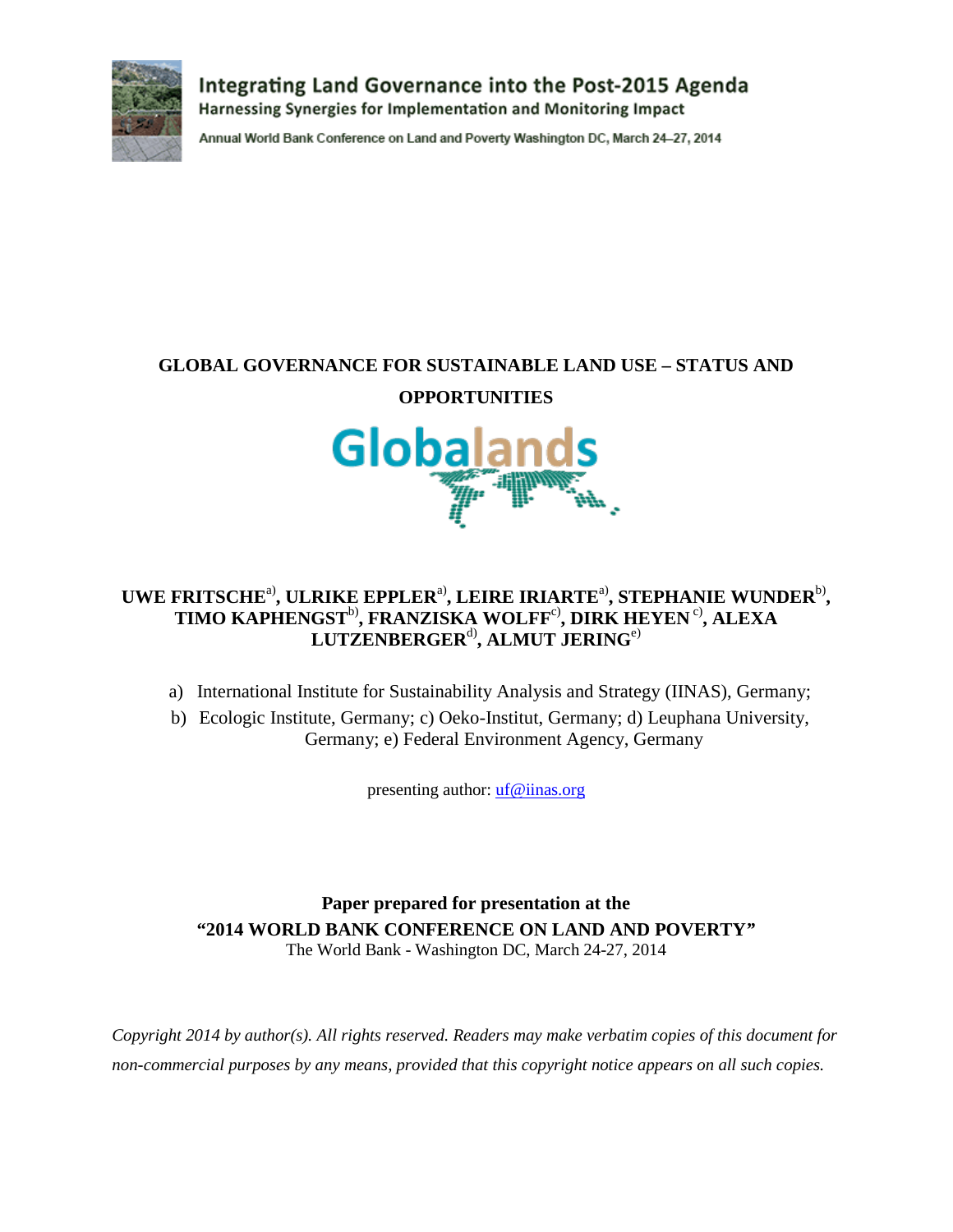Integrating Land Governance into the Post-2015 Agenda

Harnessing Synergies for Implementation and Monitoring Impact

Annual World Bank Conference on Land and Poverty Washington DC, March 24–27, 2014

# GLOBAL GOVERNANCE FOR SUSTAINABLE LAND USE – STATUS AND OPPORTUNITIES

Globalands

**UWE FRITSCHE[a], ULRIKE EPPLER[a], LEIRE IRIARTE[a], STEPHANIE WUNDER[b], TIMO KAPHENGST[b], FRANZISKA WOLFF[c], DIRK HEYEN[c], ALEXA LUTZENBERGER[d], ALMUT JERING[e]**

a) International Institute for Sustainability Analysis and Strategy (IINAS), Germany;
b) Ecologic Institute, Germany; c) Oeko-Institut, Germany; d) Leuphana University, Germany; e) Federal Environment Agency, Germany

presenting author: uf@iinas.org

**Paper prepared for presentation at the**
**"2014 WORLD BANK CONFERENCE ON LAND AND POVERTY"**
The World Bank - Washington DC, March 24-27, 2014

*Copyright 2014 by author(s). All rights reserved. Readers may make verbatim copies of this document for non-commercial purposes by any means, provided that this copyright notice appears on all such copies.*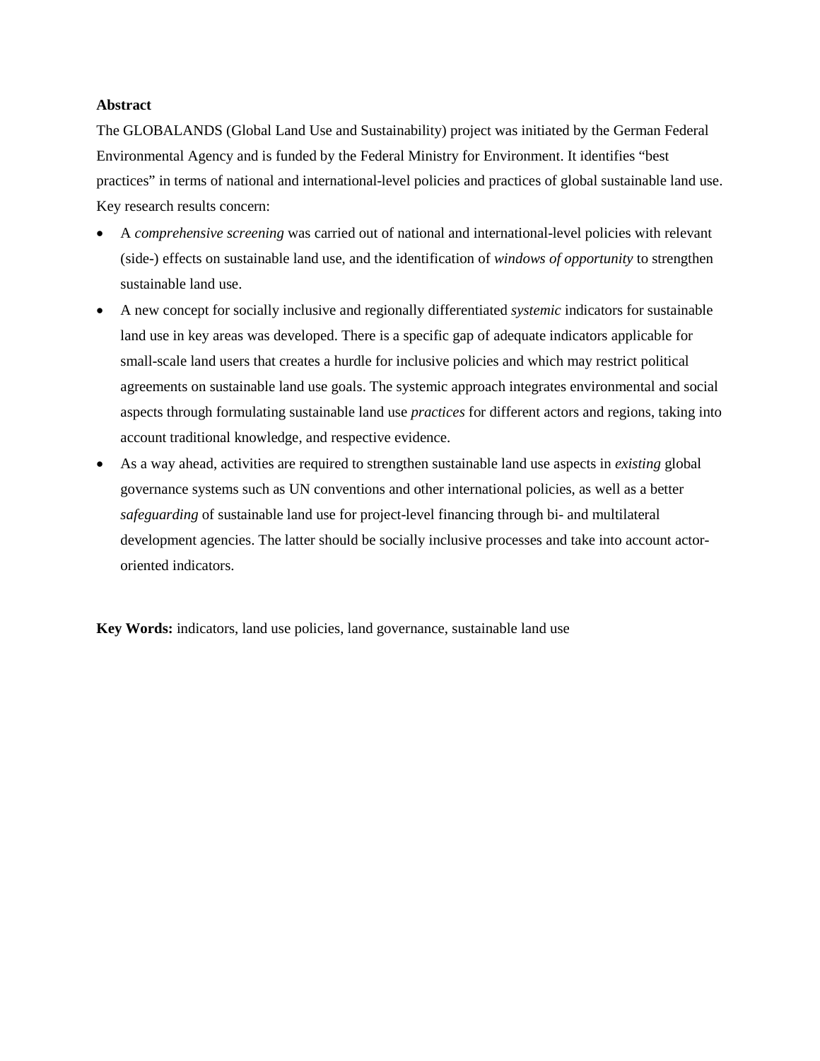**Abstract**

The GLOBALANDS (Global Land Use and Sustainability) project was initiated by the German Federal Environmental Agency and is funded by the Federal Ministry for Environment. It identifies "best practices" in terms of national and international-level policies and practices of global sustainable land use. Key research results concern:

- A *comprehensive screening* was carried out of national and international-level policies with relevant (side-) effects on sustainable land use, and the identification of *windows of opportunity* to strengthen sustainable land use.
- A new concept for socially inclusive and regionally differentiated *systemic* indicators for sustainable land use in key areas was developed. There is a specific gap of adequate indicators applicable for small-scale land users that creates a hurdle for inclusive policies and which may restrict political agreements on sustainable land use goals. The systemic approach integrates environmental and social aspects through formulating sustainable land use *practices* for different actors and regions, taking into account traditional knowledge, and respective evidence.
- As a way ahead, activities are required to strengthen sustainable land use aspects in *existing* global governance systems such as UN conventions and other international policies, as well as a better *safeguarding* of sustainable land use for project-level financing through bi- and multilateral development agencies. The latter should be socially inclusive processes and take into account actor-oriented indicators.

**Key Words:** indicators, land use policies, land governance, sustainable land use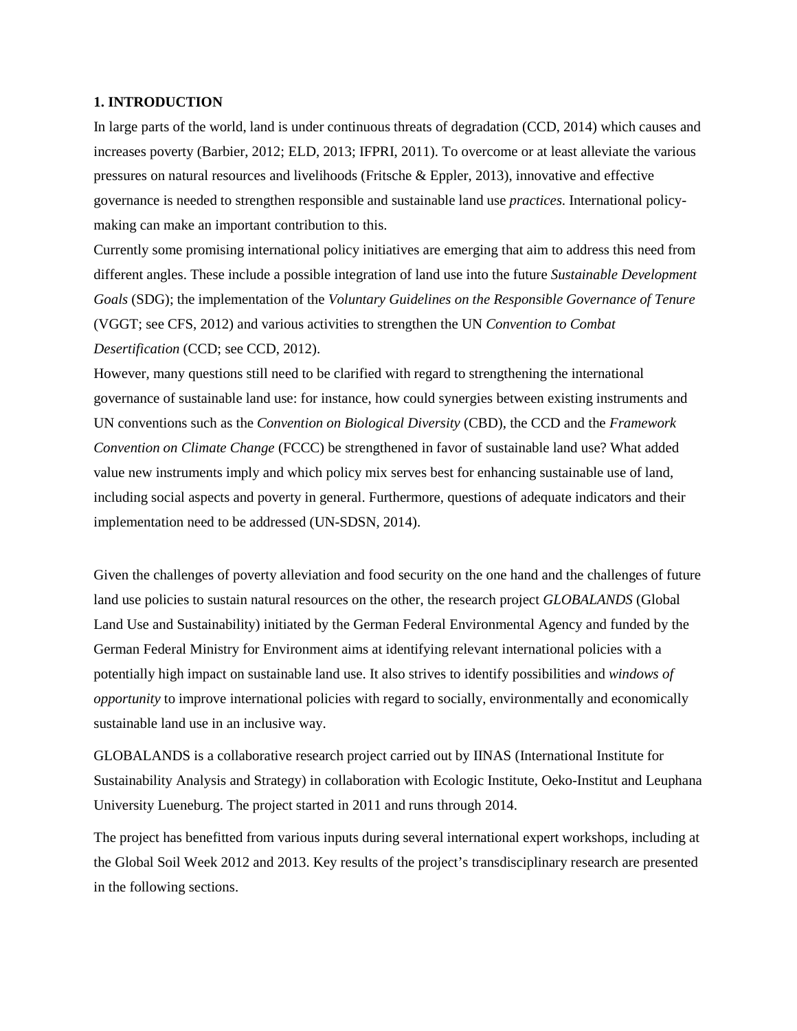## 1. INTRODUCTION

In large parts of the world, land is under continuous threats of degradation (CCD, 2014) which causes and increases poverty (Barbier, 2012; ELD, 2013; IFPRI, 2011). To overcome or at least alleviate the various pressures on natural resources and livelihoods (Fritsche & Eppler, 2013), innovative and effective governance is needed to strengthen responsible and sustainable land use *practices*. International policy-making can make an important contribution to this.

Currently some promising international policy initiatives are emerging that aim to address this need from different angles. These include a possible integration of land use into the future *Sustainable Development Goals* (SDG); the implementation of the *Voluntary Guidelines on the Responsible Governance of Tenure* (VGGT; see CFS, 2012) and various activities to strengthen the UN *Convention to Combat Desertification* (CCD; see CCD, 2012).

However, many questions still need to be clarified with regard to strengthening the international governance of sustainable land use: for instance, how could synergies between existing instruments and UN conventions such as the *Convention on Biological Diversity* (CBD), the CCD and the *Framework Convention on Climate Change* (FCCC) be strengthened in favor of sustainable land use? What added value new instruments imply and which policy mix serves best for enhancing sustainable use of land, including social aspects and poverty in general. Furthermore, questions of adequate indicators and their implementation need to be addressed (UN-SDSN, 2014).

Given the challenges of poverty alleviation and food security on the one hand and the challenges of future land use policies to sustain natural resources on the other, the research project *GLOBALANDS* (Global Land Use and Sustainability) initiated by the German Federal Environmental Agency and funded by the German Federal Ministry for Environment aims at identifying relevant international policies with a potentially high impact on sustainable land use. It also strives to identify possibilities and *windows of opportunity* to improve international policies with regard to socially, environmentally and economically sustainable land use in an inclusive way.

GLOBALANDS is a collaborative research project carried out by IINAS (International Institute for Sustainability Analysis and Strategy) in collaboration with Ecologic Institute, Oeko-Institut and Leuphana University Lueneburg. The project started in 2011 and runs through 2014.

The project has benefitted from various inputs during several international expert workshops, including at the Global Soil Week 2012 and 2013. Key results of the project's transdisciplinary research are presented in the following sections.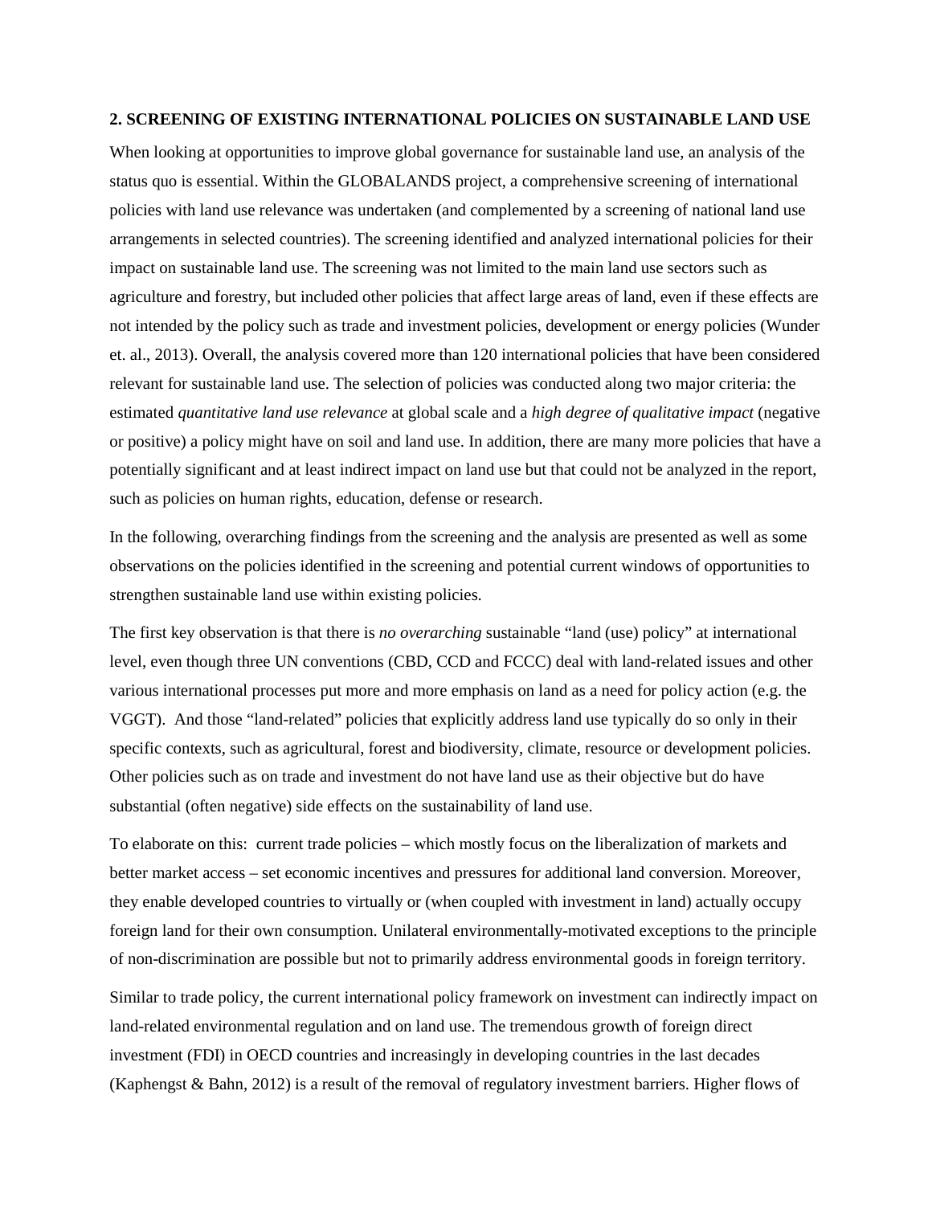## 2. SCREENING OF EXISTING INTERNATIONAL POLICIES ON SUSTAINABLE LAND USE

When looking at opportunities to improve global governance for sustainable land use, an analysis of the status quo is essential. Within the GLOBALANDS project, a comprehensive screening of international policies with land use relevance was undertaken (and complemented by a screening of national land use arrangements in selected countries). The screening identified and analyzed international policies for their impact on sustainable land use. The screening was not limited to the main land use sectors such as agriculture and forestry, but included other policies that affect large areas of land, even if these effects are not intended by the policy such as trade and investment policies, development or energy policies (Wunder et. al., 2013). Overall, the analysis covered more than 120 international policies that have been considered relevant for sustainable land use. The selection of policies was conducted along two major criteria: the estimated *quantitative land use relevance* at global scale and a *high degree of qualitative impact* (negative or positive) a policy might have on soil and land use. In addition, there are many more policies that have a potentially significant and at least indirect impact on land use but that could not be analyzed in the report, such as policies on human rights, education, defense or research.

In the following, overarching findings from the screening and the analysis are presented as well as some observations on the policies identified in the screening and potential current windows of opportunities to strengthen sustainable land use within existing policies.

The first key observation is that there is *no overarching* sustainable "land (use) policy" at international level, even though three UN conventions (CBD, CCD and FCCC) deal with land-related issues and other various international processes put more and more emphasis on land as a need for policy action (e.g. the VGGT). And those "land-related" policies that explicitly address land use typically do so only in their specific contexts, such as agricultural, forest and biodiversity, climate, resource or development policies. Other policies such as on trade and investment do not have land use as their objective but do have substantial (often negative) side effects on the sustainability of land use.

To elaborate on this: current trade policies – which mostly focus on the liberalization of markets and better market access – set economic incentives and pressures for additional land conversion. Moreover, they enable developed countries to virtually or (when coupled with investment in land) actually occupy foreign land for their own consumption. Unilateral environmentally-motivated exceptions to the principle of non-discrimination are possible but not to primarily address environmental goods in foreign territory.

Similar to trade policy, the current international policy framework on investment can indirectly impact on land-related environmental regulation and on land use. The tremendous growth of foreign direct investment (FDI) in OECD countries and increasingly in developing countries in the last decades (Kaphengst & Bahn, 2012) is a result of the removal of regulatory investment barriers. Higher flows of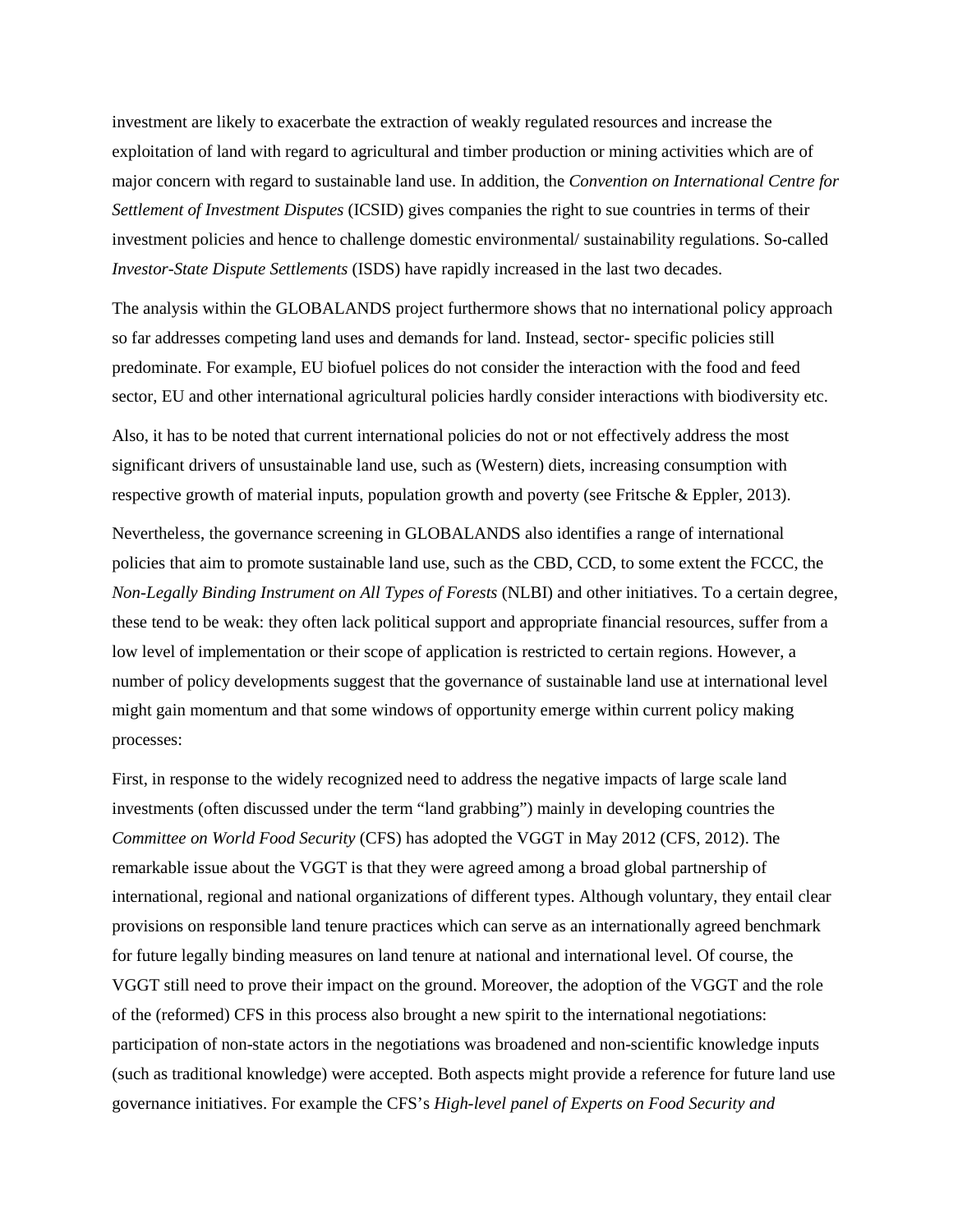investment are likely to exacerbate the extraction of weakly regulated resources and increase the exploitation of land with regard to agricultural and timber production or mining activities which are of major concern with regard to sustainable land use. In addition, the *Convention on International Centre for Settlement of Investment Disputes* (ICSID) gives companies the right to sue countries in terms of their investment policies and hence to challenge domestic environmental/ sustainability regulations. So-called *Investor-State Dispute Settlements* (ISDS) have rapidly increased in the last two decades.

The analysis within the GLOBALANDS project furthermore shows that no international policy approach so far addresses competing land uses and demands for land. Instead, sector- specific policies still predominate. For example, EU biofuel polices do not consider the interaction with the food and feed sector, EU and other international agricultural policies hardly consider interactions with biodiversity etc.

Also, it has to be noted that current international policies do not or not effectively address the most significant drivers of unsustainable land use, such as (Western) diets, increasing consumption with respective growth of material inputs, population growth and poverty (see Fritsche & Eppler, 2013).

Nevertheless, the governance screening in GLOBALANDS also identifies a range of international policies that aim to promote sustainable land use, such as the CBD, CCD, to some extent the FCCC, the *Non-Legally Binding Instrument on All Types of Forests* (NLBI) and other initiatives. To a certain degree, these tend to be weak: they often lack political support and appropriate financial resources, suffer from a low level of implementation or their scope of application is restricted to certain regions. However, a number of policy developments suggest that the governance of sustainable land use at international level might gain momentum and that some windows of opportunity emerge within current policy making processes:

First, in response to the widely recognized need to address the negative impacts of large scale land investments (often discussed under the term "land grabbing") mainly in developing countries the *Committee on World Food Security* (CFS) has adopted the VGGT in May 2012 (CFS, 2012). The remarkable issue about the VGGT is that they were agreed among a broad global partnership of international, regional and national organizations of different types. Although voluntary, they entail clear provisions on responsible land tenure practices which can serve as an internationally agreed benchmark for future legally binding measures on land tenure at national and international level. Of course, the VGGT still need to prove their impact on the ground. Moreover, the adoption of the VGGT and the role of the (reformed) CFS in this process also brought a new spirit to the international negotiations: participation of non-state actors in the negotiations was broadened and non-scientific knowledge inputs (such as traditional knowledge) were accepted. Both aspects might provide a reference for future land use governance initiatives. For example the CFS's *High-level panel of Experts on Food Security and*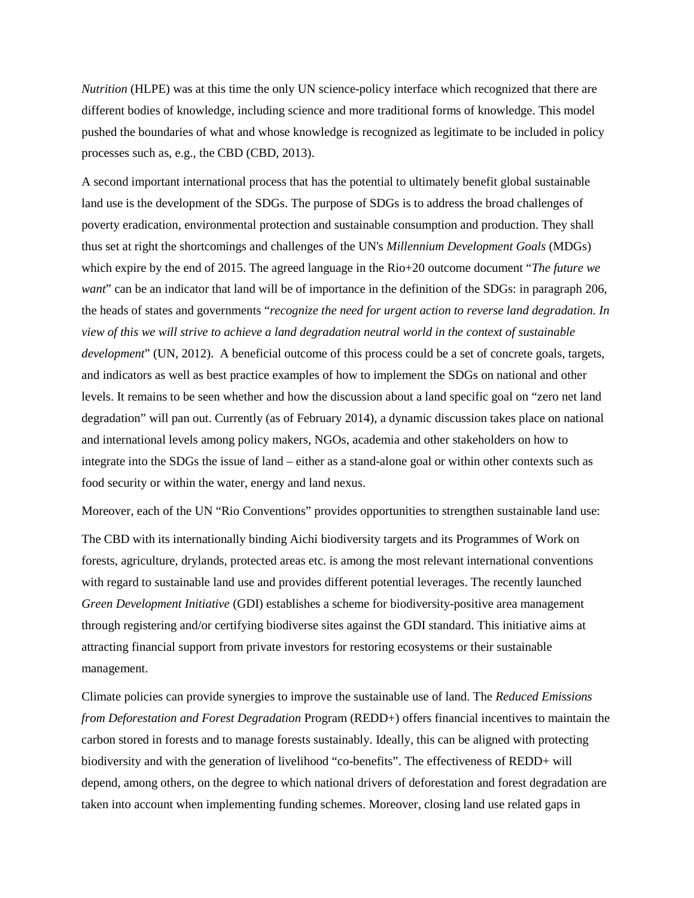*Nutrition* (HLPE) was at this time the only UN science-policy interface which recognized that there are different bodies of knowledge, including science and more traditional forms of knowledge. This model pushed the boundaries of what and whose knowledge is recognized as legitimate to be included in policy processes such as, e.g., the CBD (CBD, 2013).

A second important international process that has the potential to ultimately benefit global sustainable land use is the development of the SDGs. The purpose of SDGs is to address the broad challenges of poverty eradication, environmental protection and sustainable consumption and production. They shall thus set at right the shortcomings and challenges of the UN's *Millennium Development Goals* (MDGs) which expire by the end of 2015. The agreed language in the Rio+20 outcome document "*The future we want*" can be an indicator that land will be of importance in the definition of the SDGs: in paragraph 206, the heads of states and governments "*recognize the need for urgent action to reverse land degradation. In view of this we will strive to achieve a land degradation neutral world in the context of sustainable development*" (UN, 2012). A beneficial outcome of this process could be a set of concrete goals, targets, and indicators as well as best practice examples of how to implement the SDGs on national and other levels. It remains to be seen whether and how the discussion about a land specific goal on "zero net land degradation" will pan out. Currently (as of February 2014), a dynamic discussion takes place on national and international levels among policy makers, NGOs, academia and other stakeholders on how to integrate into the SDGs the issue of land – either as a stand-alone goal or within other contexts such as food security or within the water, energy and land nexus.

Moreover, each of the UN "Rio Conventions" provides opportunities to strengthen sustainable land use:

The CBD with its internationally binding Aichi biodiversity targets and its Programmes of Work on forests, agriculture, drylands, protected areas etc. is among the most relevant international conventions with regard to sustainable land use and provides different potential leverages. The recently launched *Green Development Initiative* (GDI) establishes a scheme for biodiversity-positive area management through registering and/or certifying biodiverse sites against the GDI standard. This initiative aims at attracting financial support from private investors for restoring ecosystems or their sustainable management.

Climate policies can provide synergies to improve the sustainable use of land. The *Reduced Emissions from Deforestation and Forest Degradation* Program (REDD+) offers financial incentives to maintain the carbon stored in forests and to manage forests sustainably. Ideally, this can be aligned with protecting biodiversity and with the generation of livelihood "co-benefits". The effectiveness of REDD+ will depend, among others, on the degree to which national drivers of deforestation and forest degradation are taken into account when implementing funding schemes. Moreover, closing land use related gaps in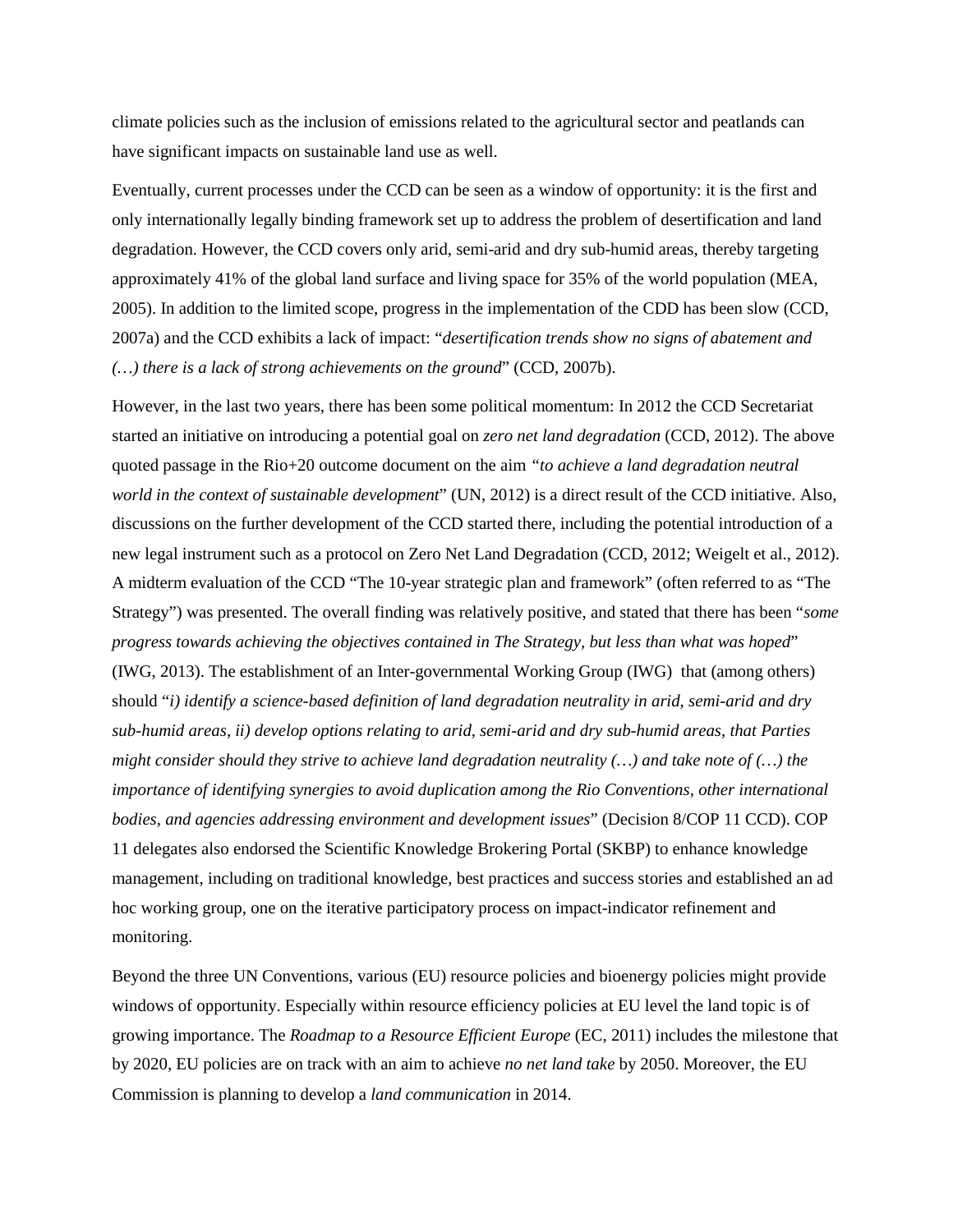climate policies such as the inclusion of emissions related to the agricultural sector and peatlands can have significant impacts on sustainable land use as well.

Eventually, current processes under the CCD can be seen as a window of opportunity: it is the first and only internationally legally binding framework set up to address the problem of desertification and land degradation. However, the CCD covers only arid, semi-arid and dry sub-humid areas, thereby targeting approximately 41% of the global land surface and living space for 35% of the world population (MEA, 2005). In addition to the limited scope, progress in the implementation of the CDD has been slow (CCD, 2007a) and the CCD exhibits a lack of impact: "*desertification trends show no signs of abatement and (…) there is a lack of strong achievements on the ground*" (CCD, 2007b).

However, in the last two years, there has been some political momentum: In 2012 the CCD Secretariat started an initiative on introducing a potential goal on *zero net land degradation* (CCD, 2012). The above quoted passage in the Rio+20 outcome document on the aim *"to achieve a land degradation neutral world in the context of sustainable development*" (UN, 2012) is a direct result of the CCD initiative. Also, discussions on the further development of the CCD started there, including the potential introduction of a new legal instrument such as a protocol on Zero Net Land Degradation (CCD, 2012; Weigelt et al., 2012). A midterm evaluation of the CCD "The 10-year strategic plan and framework" (often referred to as "The Strategy") was presented. The overall finding was relatively positive, and stated that there has been "*some progress towards achieving the objectives contained in The Strategy, but less than what was hoped*" (IWG, 2013). The establishment of an Inter-governmental Working Group (IWG) that (among others) should "*i) identify a science-based definition of land degradation neutrality in arid, semi-arid and dry sub-humid areas, ii) develop options relating to arid, semi-arid and dry sub-humid areas, that Parties might consider should they strive to achieve land degradation neutrality (…) and take note of (…) the importance of identifying synergies to avoid duplication among the Rio Conventions, other international bodies, and agencies addressing environment and development issues*" (Decision 8/COP 11 CCD). COP 11 delegates also endorsed the Scientific Knowledge Brokering Portal (SKBP) to enhance knowledge management, including on traditional knowledge, best practices and success stories and established an ad hoc working group, one on the iterative participatory process on impact-indicator refinement and monitoring.

Beyond the three UN Conventions, various (EU) resource policies and bioenergy policies might provide windows of opportunity. Especially within resource efficiency policies at EU level the land topic is of growing importance. The *Roadmap to a Resource Efficient Europe* (EC, 2011) includes the milestone that by 2020, EU policies are on track with an aim to achieve *no net land take* by 2050. Moreover, the EU Commission is planning to develop a *land communication* in 2014.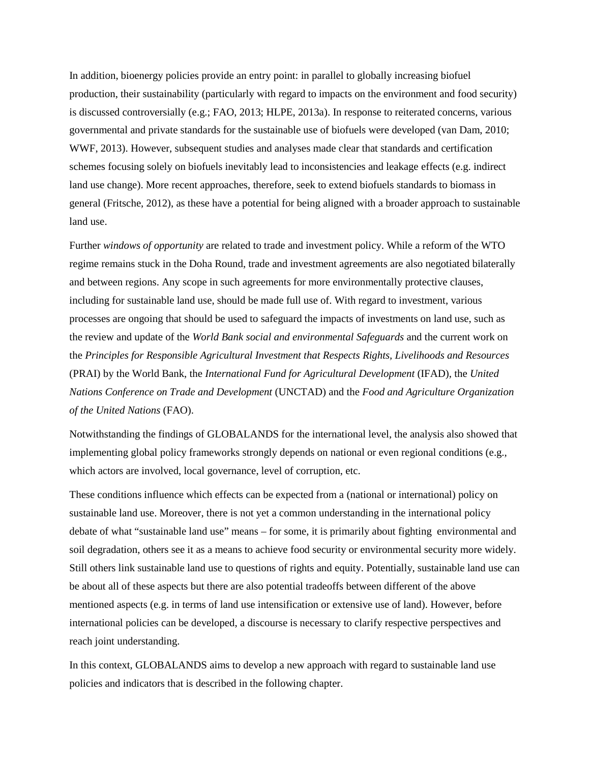In addition, bioenergy policies provide an entry point: in parallel to globally increasing biofuel production, their sustainability (particularly with regard to impacts on the environment and food security) is discussed controversially (e.g.; FAO, 2013; HLPE, 2013a). In response to reiterated concerns, various governmental and private standards for the sustainable use of biofuels were developed (van Dam, 2010; WWF, 2013). However, subsequent studies and analyses made clear that standards and certification schemes focusing solely on biofuels inevitably lead to inconsistencies and leakage effects (e.g. indirect land use change). More recent approaches, therefore, seek to extend biofuels standards to biomass in general (Fritsche, 2012), as these have a potential for being aligned with a broader approach to sustainable land use.

Further *windows of opportunity* are related to trade and investment policy. While a reform of the WTO regime remains stuck in the Doha Round, trade and investment agreements are also negotiated bilaterally and between regions. Any scope in such agreements for more environmentally protective clauses, including for sustainable land use, should be made full use of. With regard to investment, various processes are ongoing that should be used to safeguard the impacts of investments on land use, such as the review and update of the *World Bank social and environmental Safeguards* and the current work on the *Principles for Responsible Agricultural Investment that Respects Rights, Livelihoods and Resources* (PRAI) by the World Bank, the *International Fund for Agricultural Development* (IFAD), the *United Nations Conference on Trade and Development* (UNCTAD) and the *Food and Agriculture Organization of the United Nations* (FAO).

Notwithstanding the findings of GLOBALANDS for the international level, the analysis also showed that implementing global policy frameworks strongly depends on national or even regional conditions (e.g., which actors are involved, local governance, level of corruption, etc.

These conditions influence which effects can be expected from a (national or international) policy on sustainable land use. Moreover, there is not yet a common understanding in the international policy debate of what "sustainable land use" means – for some, it is primarily about fighting environmental and soil degradation, others see it as a means to achieve food security or environmental security more widely. Still others link sustainable land use to questions of rights and equity. Potentially, sustainable land use can be about all of these aspects but there are also potential tradeoffs between different of the above mentioned aspects (e.g. in terms of land use intensification or extensive use of land). However, before international policies can be developed, a discourse is necessary to clarify respective perspectives and reach joint understanding.

In this context, GLOBALANDS aims to develop a new approach with regard to sustainable land use policies and indicators that is described in the following chapter.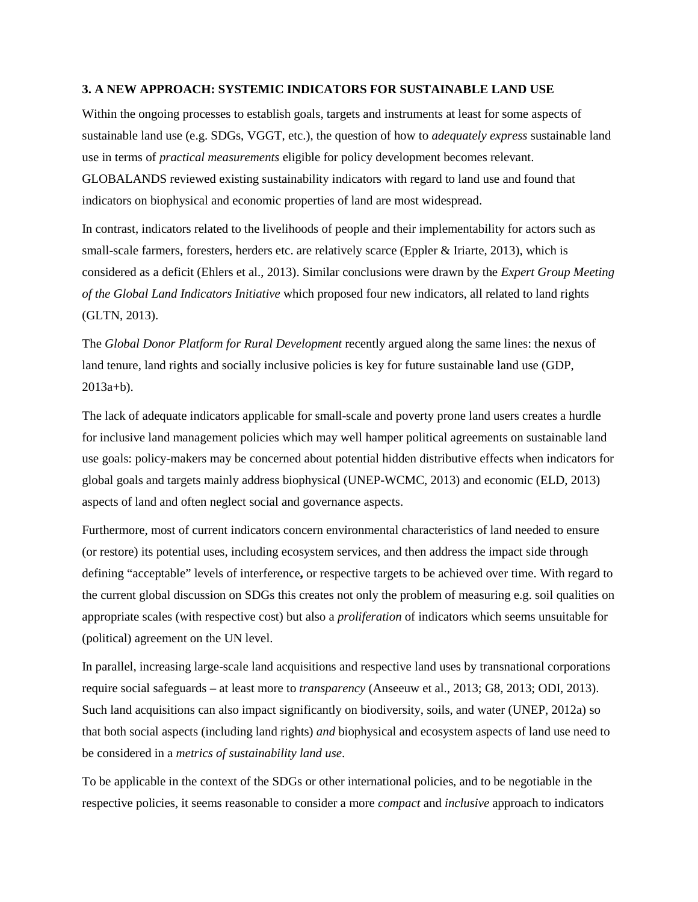### 3. A NEW APPROACH: SYSTEMIC INDICATORS FOR SUSTAINABLE LAND USE

Within the ongoing processes to establish goals, targets and instruments at least for some aspects of sustainable land use (e.g. SDGs, VGGT, etc.), the question of how to *adequately express* sustainable land use in terms of *practical measurements* eligible for policy development becomes relevant. GLOBALANDS reviewed existing sustainability indicators with regard to land use and found that indicators on biophysical and economic properties of land are most widespread.

In contrast, indicators related to the livelihoods of people and their implementability for actors such as small-scale farmers, foresters, herders etc. are relatively scarce (Eppler & Iriarte, 2013), which is considered as a deficit (Ehlers et al., 2013). Similar conclusions were drawn by the *Expert Group Meeting of the Global Land Indicators Initiative* which proposed four new indicators, all related to land rights (GLTN, 2013).

The *Global Donor Platform for Rural Development* recently argued along the same lines: the nexus of land tenure, land rights and socially inclusive policies is key for future sustainable land use (GDP, 2013a+b).

The lack of adequate indicators applicable for small-scale and poverty prone land users creates a hurdle for inclusive land management policies which may well hamper political agreements on sustainable land use goals: policy-makers may be concerned about potential hidden distributive effects when indicators for global goals and targets mainly address biophysical (UNEP-WCMC, 2013) and economic (ELD, 2013) aspects of land and often neglect social and governance aspects.

Furthermore, most of current indicators concern environmental characteristics of land needed to ensure (or restore) its potential uses, including ecosystem services, and then address the impact side through defining "acceptable" levels of interference**,** or respective targets to be achieved over time. With regard to the current global discussion on SDGs this creates not only the problem of measuring e.g. soil qualities on appropriate scales (with respective cost) but also a *proliferation* of indicators which seems unsuitable for (political) agreement on the UN level.

In parallel, increasing large-scale land acquisitions and respective land uses by transnational corporations require social safeguards – at least more to *transparency* (Anseeuw et al., 2013; G8, 2013; ODI, 2013). Such land acquisitions can also impact significantly on biodiversity, soils, and water (UNEP, 2012a) so that both social aspects (including land rights) *and* biophysical and ecosystem aspects of land use need to be considered in a *metrics of sustainability land use*.

To be applicable in the context of the SDGs or other international policies, and to be negotiable in the respective policies, it seems reasonable to consider a more *compact* and *inclusive* approach to indicators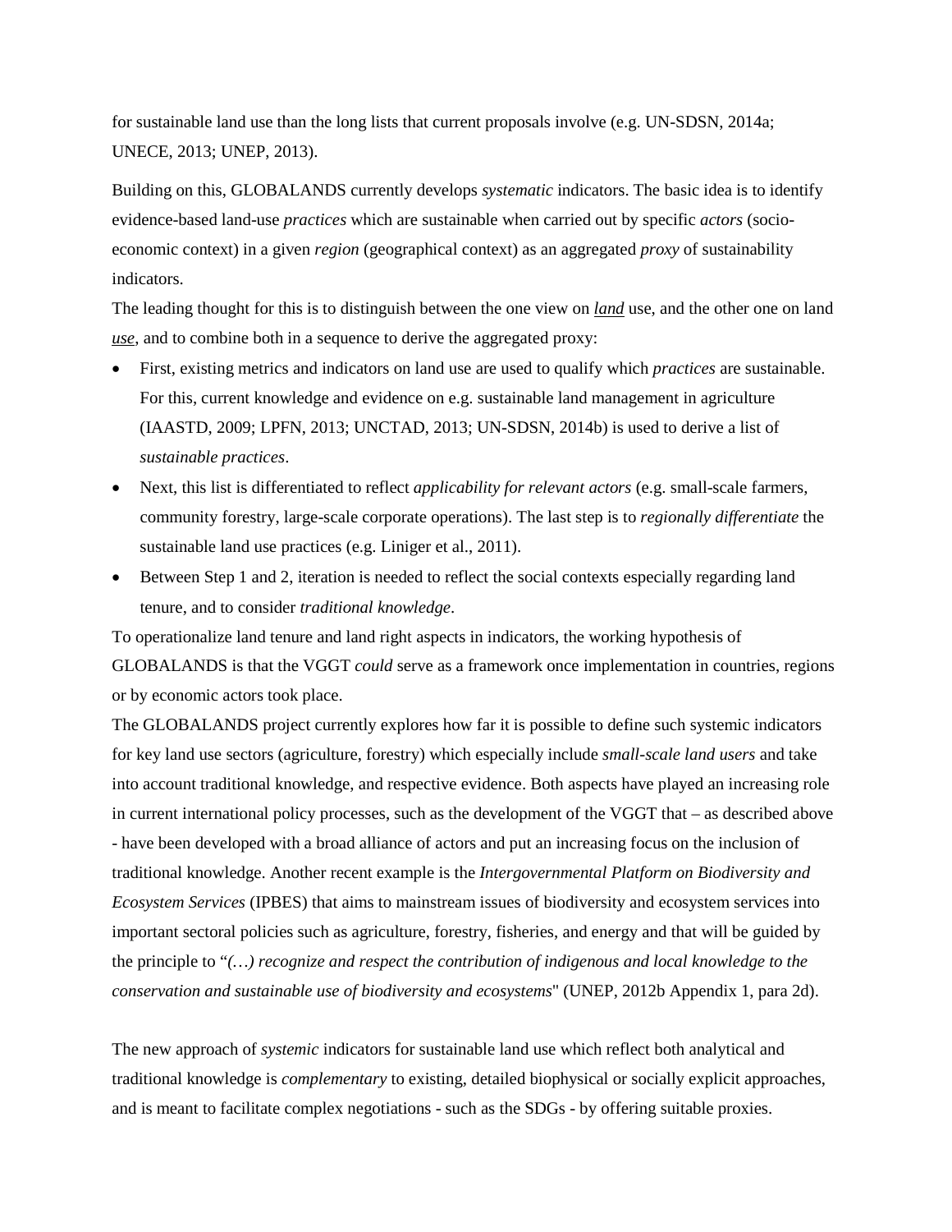for sustainable land use than the long lists that current proposals involve (e.g. UN-SDSN, 2014a; UNECE, 2013; UNEP, 2013).

Building on this, GLOBALANDS currently develops *systematic* indicators. The basic idea is to identify evidence-based land-use *practices* which are sustainable when carried out by specific *actors* (socio-economic context) in a given *region* (geographical context) as an aggregated *proxy* of sustainability indicators.

The leading thought for this is to distinguish between the one view on ***land*** use, and the other one on land ***use***, and to combine both in a sequence to derive the aggregated proxy:

- First, existing metrics and indicators on land use are used to qualify which *practices* are sustainable. For this, current knowledge and evidence on e.g. sustainable land management in agriculture (IAASTD, 2009; LPFN, 2013; UNCTAD, 2013; UN-SDSN, 2014b) is used to derive a list of *sustainable practices*.
- Next, this list is differentiated to reflect *applicability for relevant actors* (e.g. small-scale farmers, community forestry, large-scale corporate operations). The last step is to *regionally differentiate* the sustainable land use practices (e.g. Liniger et al., 2011).
- Between Step 1 and 2, iteration is needed to reflect the social contexts especially regarding land tenure, and to consider *traditional knowledge*.

To operationalize land tenure and land right aspects in indicators, the working hypothesis of GLOBALANDS is that the VGGT *could* serve as a framework once implementation in countries, regions or by economic actors took place.

The GLOBALANDS project currently explores how far it is possible to define such systemic indicators for key land use sectors (agriculture, forestry) which especially include *small-scale land users* and take into account traditional knowledge, and respective evidence. Both aspects have played an increasing role in current international policy processes, such as the development of the VGGT that – as described above - have been developed with a broad alliance of actors and put an increasing focus on the inclusion of traditional knowledge. Another recent example is the *Intergovernmental Platform on Biodiversity and Ecosystem Services* (IPBES) that aims to mainstream issues of biodiversity and ecosystem services into important sectoral policies such as agriculture, forestry, fisheries, and energy and that will be guided by the principle to "*(…) recognize and respect the contribution of indigenous and local knowledge to the conservation and sustainable use of biodiversity and ecosystems*" (UNEP, 2012b Appendix 1, para 2d).

The new approach of *systemic* indicators for sustainable land use which reflect both analytical and traditional knowledge is *complementary* to existing, detailed biophysical or socially explicit approaches, and is meant to facilitate complex negotiations - such as the SDGs - by offering suitable proxies.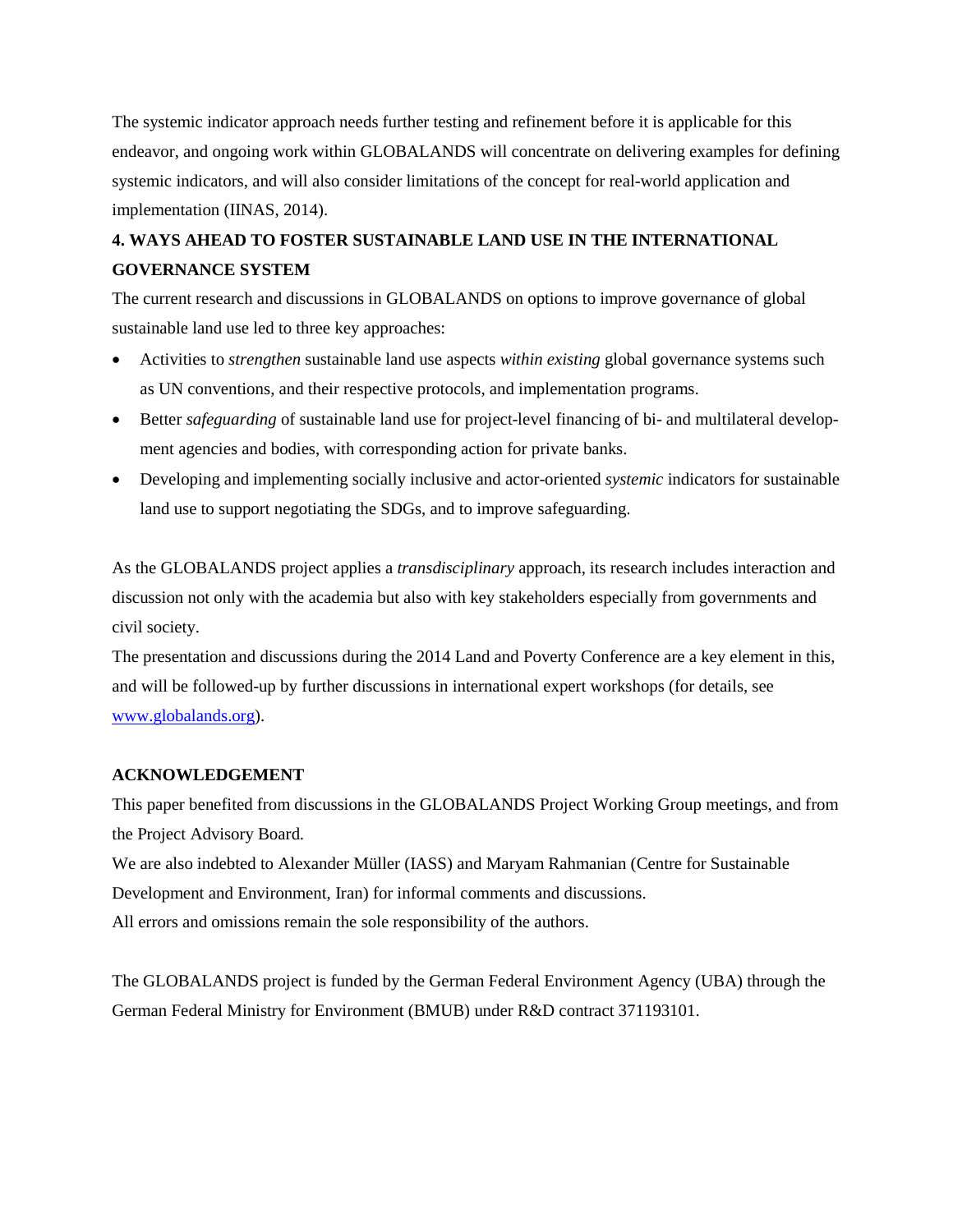The systemic indicator approach needs further testing and refinement before it is applicable for this endeavor, and ongoing work within GLOBALANDS will concentrate on delivering examples for defining systemic indicators, and will also consider limitations of the concept for real-world application and implementation (IINAS, 2014).

## 4. WAYS AHEAD TO FOSTER SUSTAINABLE LAND USE IN THE INTERNATIONAL GOVERNANCE SYSTEM

The current research and discussions in GLOBALANDS on options to improve governance of global sustainable land use led to three key approaches:

- Activities to *strengthen* sustainable land use aspects *within existing* global governance systems such as UN conventions, and their respective protocols, and implementation programs.
- Better *safeguarding* of sustainable land use for project-level financing of bi- and multilateral development agencies and bodies, with corresponding action for private banks.
- Developing and implementing socially inclusive and actor-oriented *systemic* indicators for sustainable land use to support negotiating the SDGs, and to improve safeguarding.

As the GLOBALANDS project applies a *transdisciplinary* approach, its research includes interaction and discussion not only with the academia but also with key stakeholders especially from governments and civil society.

The presentation and discussions during the 2014 Land and Poverty Conference are a key element in this, and will be followed-up by further discussions in international expert workshops (for details, see www.globalands.org).

## ACKNOWLEDGEMENT

This paper benefited from discussions in the GLOBALANDS Project Working Group meetings, and from the Project Advisory Board.

We are also indebted to Alexander Müller (IASS) and Maryam Rahmanian (Centre for Sustainable Development and Environment, Iran) for informal comments and discussions.

All errors and omissions remain the sole responsibility of the authors.

The GLOBALANDS project is funded by the German Federal Environment Agency (UBA) through the German Federal Ministry for Environment (BMUB) under R&D contract 371193101.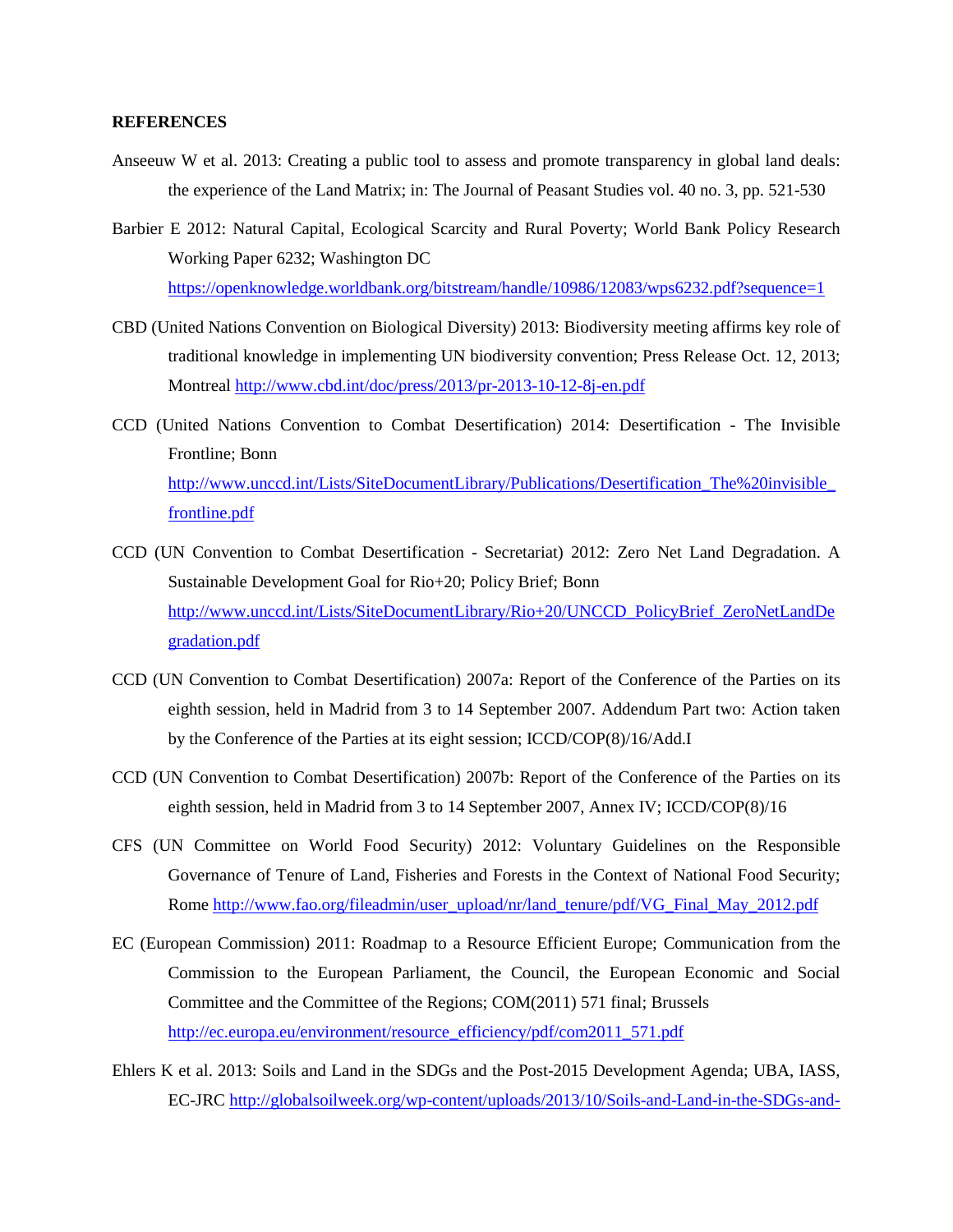**REFERENCES**

Anseeuw W et al. 2013: Creating a public tool to assess and promote transparency in global land deals: the experience of the Land Matrix; in: The Journal of Peasant Studies vol. 40 no. 3, pp. 521-530

Barbier E 2012: Natural Capital, Ecological Scarcity and Rural Poverty; World Bank Policy Research Working Paper 6232; Washington DC https://openknowledge.worldbank.org/bitstream/handle/10986/12083/wps6232.pdf?sequence=1

CBD (United Nations Convention on Biological Diversity) 2013: Biodiversity meeting affirms key role of traditional knowledge in implementing UN biodiversity convention; Press Release Oct. 12, 2013; Montreal http://www.cbd.int/doc/press/2013/pr-2013-10-12-8j-en.pdf

CCD (United Nations Convention to Combat Desertification) 2014: Desertification - The Invisible Frontline; Bonn http://www.unccd.int/Lists/SiteDocumentLibrary/Publications/Desertification_The%20invisible_frontline.pdf

CCD (UN Convention to Combat Desertification - Secretariat) 2012: Zero Net Land Degradation. A Sustainable Development Goal for Rio+20; Policy Brief; Bonn http://www.unccd.int/Lists/SiteDocumentLibrary/Rio+20/UNCCD_PolicyBrief_ZeroNetLandDegradation.pdf

CCD (UN Convention to Combat Desertification) 2007a: Report of the Conference of the Parties on its eighth session, held in Madrid from 3 to 14 September 2007. Addendum Part two: Action taken by the Conference of the Parties at its eight session; ICCD/COP(8)/16/Add.I

CCD (UN Convention to Combat Desertification) 2007b: Report of the Conference of the Parties on its eighth session, held in Madrid from 3 to 14 September 2007, Annex IV; ICCD/COP(8)/16

CFS (UN Committee on World Food Security) 2012: Voluntary Guidelines on the Responsible Governance of Tenure of Land, Fisheries and Forests in the Context of National Food Security; Rome http://www.fao.org/fileadmin/user_upload/nr/land_tenure/pdf/VG_Final_May_2012.pdf

EC (European Commission) 2011: Roadmap to a Resource Efficient Europe; Communication from the Commission to the European Parliament, the Council, the European Economic and Social Committee and the Committee of the Regions; COM(2011) 571 final; Brussels http://ec.europa.eu/environment/resource_efficiency/pdf/com2011_571.pdf

Ehlers K et al. 2013: Soils and Land in the SDGs and the Post-2015 Development Agenda; UBA, IASS, EC-JRC http://globalsoilweek.org/wp-content/uploads/2013/10/Soils-and-Land-in-the-SDGs-and-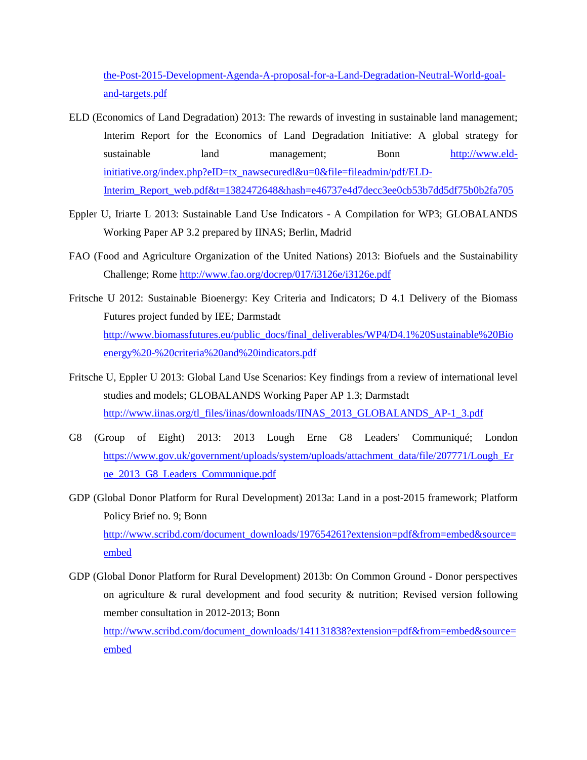the-Post-2015-Development-Agenda-A-proposal-for-a-Land-Degradation-Neutral-World-goal-and-targets.pdf

ELD (Economics of Land Degradation) 2013: The rewards of investing in sustainable land management; Interim Report for the Economics of Land Degradation Initiative: A global strategy for sustainable land management; Bonn http://www.eld-initiative.org/index.php?eID=tx_nawsecuredl&u=0&file=fileadmin/pdf/ELD-Interim_Report_web.pdf&t=1382472648&hash=e46737e4d7decc3ee0cb53b7dd5df75b0b2fa705

Eppler U, Iriarte L 2013: Sustainable Land Use Indicators - A Compilation for WP3; GLOBALANDS Working Paper AP 3.2 prepared by IINAS; Berlin, Madrid

FAO (Food and Agriculture Organization of the United Nations) 2013: Biofuels and the Sustainability Challenge; Rome http://www.fao.org/docrep/017/i3126e/i3126e.pdf

Fritsche U 2012: Sustainable Bioenergy: Key Criteria and Indicators; D 4.1 Delivery of the Biomass Futures project funded by IEE; Darmstadt http://www.biomassfutures.eu/public_docs/final_deliverables/WP4/D4.1%20Sustainable%20Bioenergy%20-%20criteria%20and%20indicators.pdf

Fritsche U, Eppler U 2013: Global Land Use Scenarios: Key findings from a review of international level studies and models; GLOBALANDS Working Paper AP 1.3; Darmstadt http://www.iinas.org/tl_files/iinas/downloads/IINAS_2013_GLOBALANDS_AP-1_3.pdf

G8 (Group of Eight) 2013: 2013 Lough Erne G8 Leaders' Communiqué; London https://www.gov.uk/government/uploads/system/uploads/attachment_data/file/207771/Lough_Erne_2013_G8_Leaders_Communique.pdf

GDP (Global Donor Platform for Rural Development) 2013a: Land in a post-2015 framework; Platform Policy Brief no. 9; Bonn http://www.scribd.com/document_downloads/197654261?extension=pdf&from=embed&source=embed

GDP (Global Donor Platform for Rural Development) 2013b: On Common Ground - Donor perspectives on agriculture & rural development and food security & nutrition; Revised version following member consultation in 2012-2013; Bonn http://www.scribd.com/document_downloads/141131838?extension=pdf&from=embed&source=embed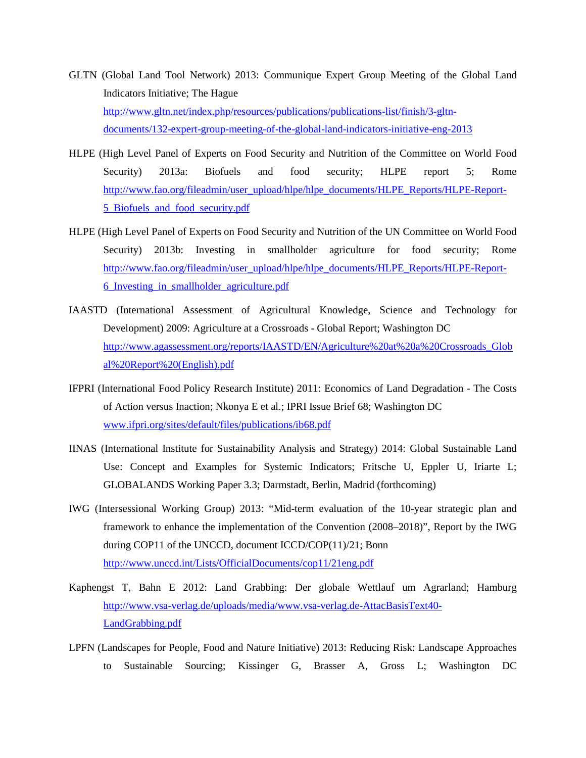GLTN (Global Land Tool Network) 2013: Communique Expert Group Meeting of the Global Land Indicators Initiative; The Hague http://www.gltn.net/index.php/resources/publications/publications-list/finish/3-gltn-documents/132-expert-group-meeting-of-the-global-land-indicators-initiative-eng-2013

HLPE (High Level Panel of Experts on Food Security and Nutrition of the Committee on World Food Security) 2013a: Biofuels and food security; HLPE report 5; Rome http://www.fao.org/fileadmin/user_upload/hlpe/hlpe_documents/HLPE_Reports/HLPE-Report-5_Biofuels_and_food_security.pdf

HLPE (High Level Panel of Experts on Food Security and Nutrition of the UN Committee on World Food Security) 2013b: Investing in smallholder agriculture for food security; Rome http://www.fao.org/fileadmin/user_upload/hlpe/hlpe_documents/HLPE_Reports/HLPE-Report-6_Investing_in_smallholder_agriculture.pdf

IAASTD (International Assessment of Agricultural Knowledge, Science and Technology for Development) 2009: Agriculture at a Crossroads - Global Report; Washington DC http://www.agassessment.org/reports/IAASTD/EN/Agriculture%20at%20a%20Crossroads_Global%20Report%20(English).pdf

IFPRI (International Food Policy Research Institute) 2011: Economics of Land Degradation - The Costs of Action versus Inaction; Nkonya E et al.; IPRI Issue Brief 68; Washington DC www.ifpri.org/sites/default/files/publications/ib68.pdf

IINAS (International Institute for Sustainability Analysis and Strategy) 2014: Global Sustainable Land Use: Concept and Examples for Systemic Indicators; Fritsche U, Eppler U, Iriarte L; GLOBALANDS Working Paper 3.3; Darmstadt, Berlin, Madrid (forthcoming)

IWG (Intersessional Working Group) 2013: "Mid-term evaluation of the 10-year strategic plan and framework to enhance the implementation of the Convention (2008–2018)", Report by the IWG during COP11 of the UNCCD, document ICCD/COP(11)/21; Bonn http://www.unccd.int/Lists/OfficialDocuments/cop11/21eng.pdf

Kaphengst T, Bahn E 2012: Land Grabbing: Der globale Wettlauf um Agrarland; Hamburg http://www.vsa-verlag.de/uploads/media/www.vsa-verlag.de-AttacBasisText40-LandGrabbing.pdf

LPFN (Landscapes for People, Food and Nature Initiative) 2013: Reducing Risk: Landscape Approaches to Sustainable Sourcing; Kissinger G, Brasser A, Gross L; Washington DC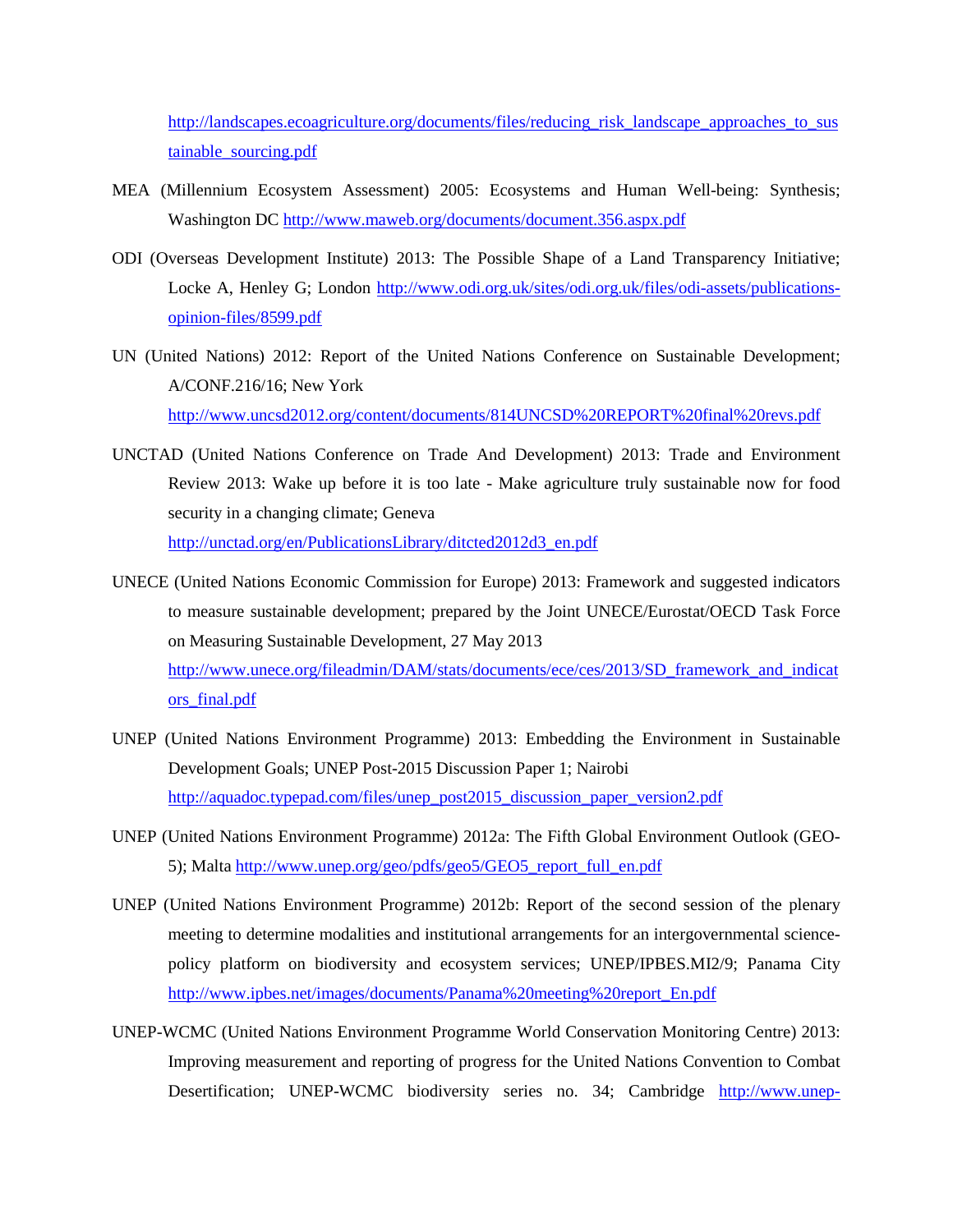http://landscapes.ecoagriculture.org/documents/files/reducing_risk_landscape_approaches_to_sustainable_sourcing.pdf

MEA (Millennium Ecosystem Assessment) 2005: Ecosystems and Human Well-being: Synthesis; Washington DC http://www.maweb.org/documents/document.356.aspx.pdf

ODI (Overseas Development Institute) 2013: The Possible Shape of a Land Transparency Initiative; Locke A, Henley G; London http://www.odi.org.uk/sites/odi.org.uk/files/odi-assets/publications-opinion-files/8599.pdf

UN (United Nations) 2012: Report of the United Nations Conference on Sustainable Development; A/CONF.216/16; New York http://www.uncsd2012.org/content/documents/814UNCSD%20REPORT%20final%20revs.pdf

UNCTAD (United Nations Conference on Trade And Development) 2013: Trade and Environment Review 2013: Wake up before it is too late - Make agriculture truly sustainable now for food security in a changing climate; Geneva http://unctad.org/en/PublicationsLibrary/ditcted2012d3_en.pdf

UNECE (United Nations Economic Commission for Europe) 2013: Framework and suggested indicators to measure sustainable development; prepared by the Joint UNECE/Eurostat/OECD Task Force on Measuring Sustainable Development, 27 May 2013 http://www.unece.org/fileadmin/DAM/stats/documents/ece/ces/2013/SD_framework_and_indicators_final.pdf

UNEP (United Nations Environment Programme) 2013: Embedding the Environment in Sustainable Development Goals; UNEP Post-2015 Discussion Paper 1; Nairobi http://aquadoc.typepad.com/files/unep_post2015_discussion_paper_version2.pdf

UNEP (United Nations Environment Programme) 2012a: The Fifth Global Environment Outlook (GEO-5); Malta http://www.unep.org/geo/pdfs/geo5/GEO5_report_full_en.pdf

UNEP (United Nations Environment Programme) 2012b: Report of the second session of the plenary meeting to determine modalities and institutional arrangements for an intergovernmental science-policy platform on biodiversity and ecosystem services; UNEP/IPBES.MI2/9; Panama City http://www.ipbes.net/images/documents/Panama%20meeting%20report_En.pdf

UNEP-WCMC (United Nations Environment Programme World Conservation Monitoring Centre) 2013: Improving measurement and reporting of progress for the United Nations Convention to Combat Desertification; UNEP-WCMC biodiversity series no. 34; Cambridge http://www.unep-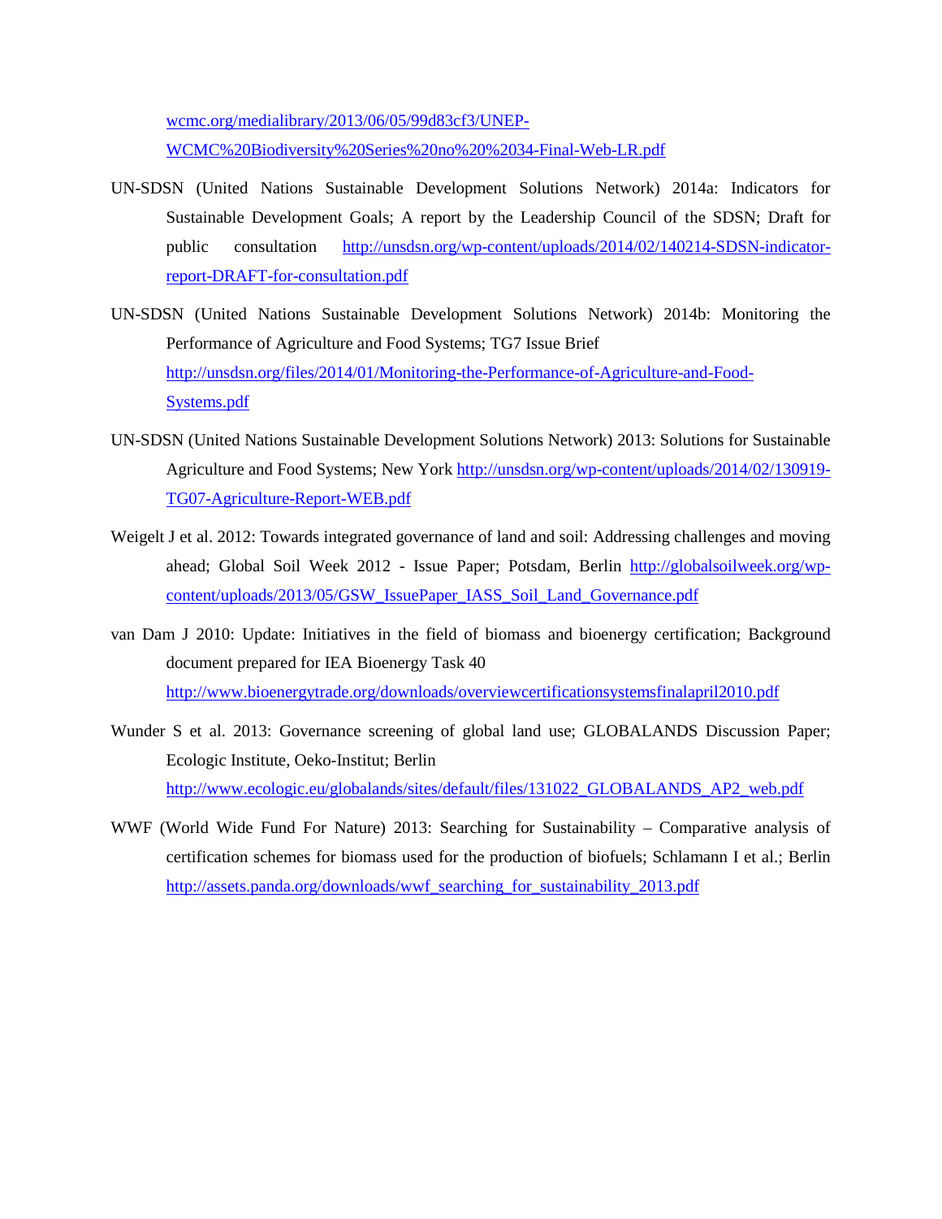wcmc.org/medialibrary/2013/06/05/99d83cf3/UNEP-WCMC%20Biodiversity%20Series%20no%20%2034-Final-Web-LR.pdf

UN-SDSN (United Nations Sustainable Development Solutions Network) 2014a: Indicators for Sustainable Development Goals; A report by the Leadership Council of the SDSN; Draft for public consultation http://unsdsn.org/wp-content/uploads/2014/02/140214-SDSN-indicator-report-DRAFT-for-consultation.pdf

UN-SDSN (United Nations Sustainable Development Solutions Network) 2014b: Monitoring the Performance of Agriculture and Food Systems; TG7 Issue Brief http://unsdsn.org/files/2014/01/Monitoring-the-Performance-of-Agriculture-and-Food-Systems.pdf

UN-SDSN (United Nations Sustainable Development Solutions Network) 2013: Solutions for Sustainable Agriculture and Food Systems; New York http://unsdsn.org/wp-content/uploads/2014/02/130919-TG07-Agriculture-Report-WEB.pdf

Weigelt J et al. 2012: Towards integrated governance of land and soil: Addressing challenges and moving ahead; Global Soil Week 2012 - Issue Paper; Potsdam, Berlin http://globalsoilweek.org/wp-content/uploads/2013/05/GSW_IssuePaper_IASS_Soil_Land_Governance.pdf

van Dam J 2010: Update: Initiatives in the field of biomass and bioenergy certification; Background document prepared for IEA Bioenergy Task 40 http://www.bioenergytrade.org/downloads/overviewcertificationsystemsfinalapril2010.pdf

Wunder S et al. 2013: Governance screening of global land use; GLOBALANDS Discussion Paper; Ecologic Institute, Oeko-Institut; Berlin http://www.ecologic.eu/globalands/sites/default/files/131022_GLOBALANDS_AP2_web.pdf

WWF (World Wide Fund For Nature) 2013: Searching for Sustainability – Comparative analysis of certification schemes for biomass used for the production of biofuels; Schlamann I et al.; Berlin http://assets.panda.org/downloads/wwf_searching_for_sustainability_2013.pdf